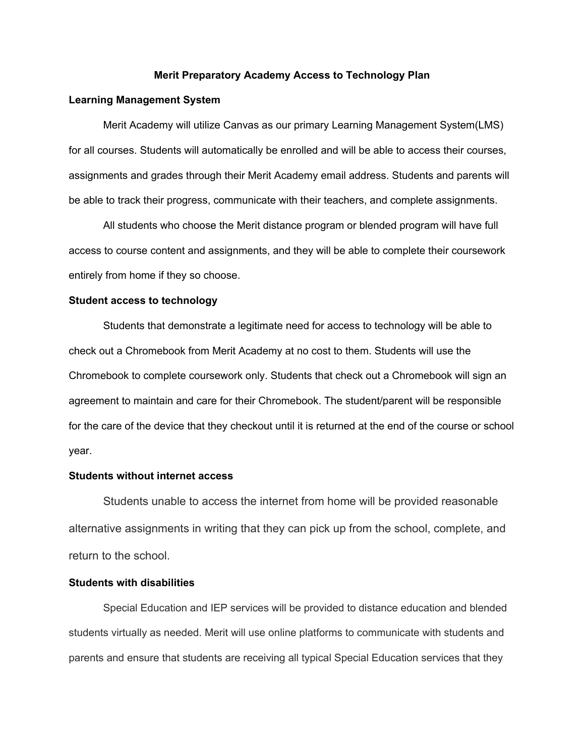# Merit Preparatory Academy Access to Technology Plan

## Learning Management System

Merit Academy will utilize Canvas as our primary Learning Management System(LMS) for all courses. Students will automatically be enrolled and will be able to access their courses, assignments and grades through their Merit Academy email address. Students and parents will be able to track their progress, communicate with their teachers, and complete assignments.

All students who choose the Merit distance program or blended program will have full access to course content and assignments, and they will be able to complete their coursework entirely from home if they so choose.

## Student access to technology

Students that demonstrate a legitimate need for access to technology will be able to check out a Chromebook from Merit Academy at no cost to them. Students will use the Chromebook to complete coursework only. Students that check out a Chromebook will sign an agreement to maintain and care for their Chromebook. The student/parent will be responsible for the care of the device that they checkout until it is returned at the end of the course or school year.

## Students without internet access

Students unable to access the internet from home will be provided reasonable alternative assignments in writing that they can pick up from the school, complete, and return to the school.

## Students with disabilities

Special Education and IEP services will be provided to distance education and blended students virtually as needed. Merit will use online platforms to communicate with students and parents and ensure that students are receiving all typical Special Education services that they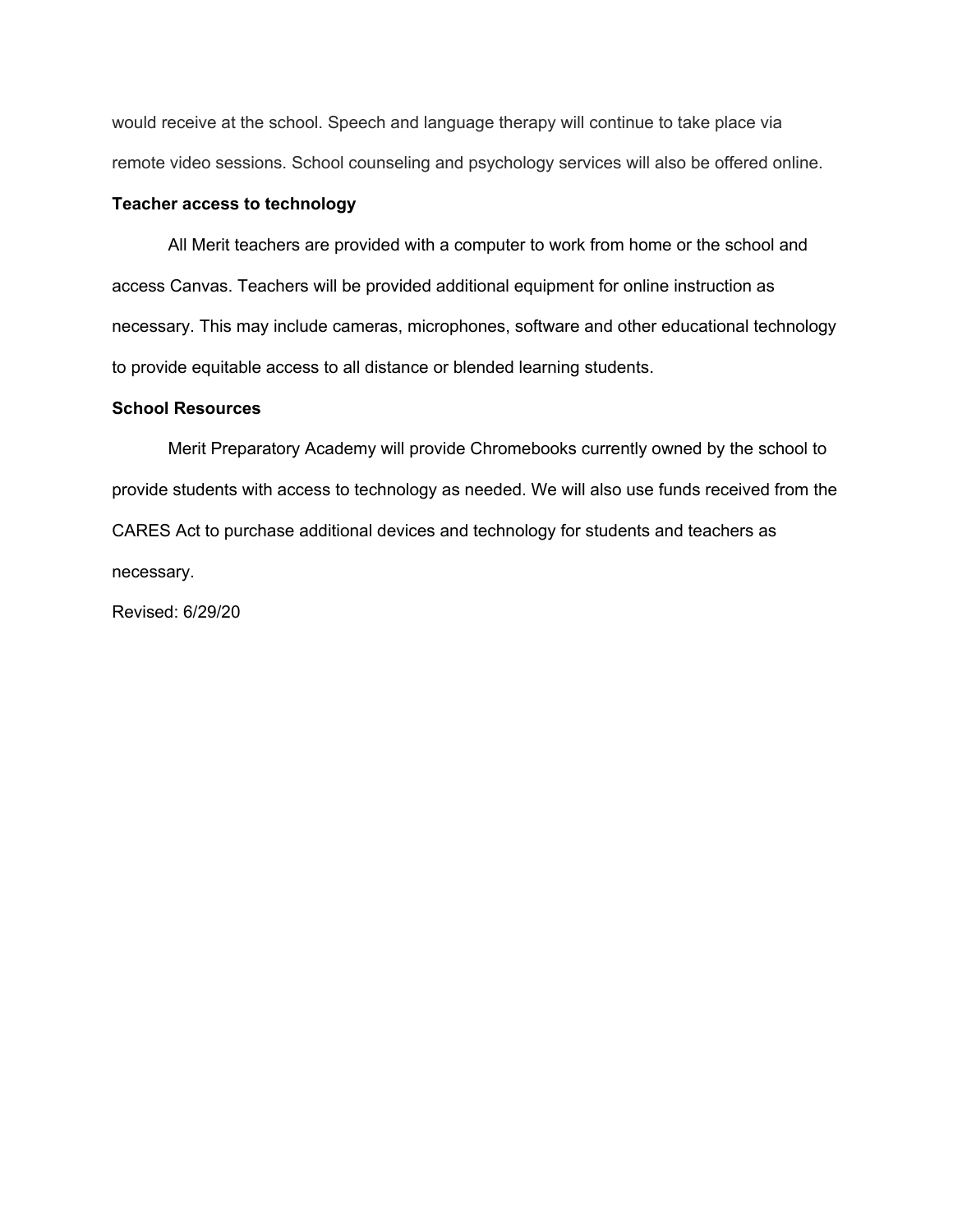would receive at the school. Speech and language therapy will continue to take place via remote video sessions. School counseling and psychology services will also be offered online.

**Teacher access to technology**

All Merit teachers are provided with a computer to work from home or the school and access Canvas. Teachers will be provided additional equipment for online instruction as necessary. This may include cameras, microphones, software and other educational technology to provide equitable access to all distance or blended learning students.

**School Resources**

Merit Preparatory Academy will provide Chromebooks currently owned by the school to provide students with access to technology as needed. We will also use funds received from the CARES Act to purchase additional devices and technology for students and teachers as necessary.

Revised: 6/29/20